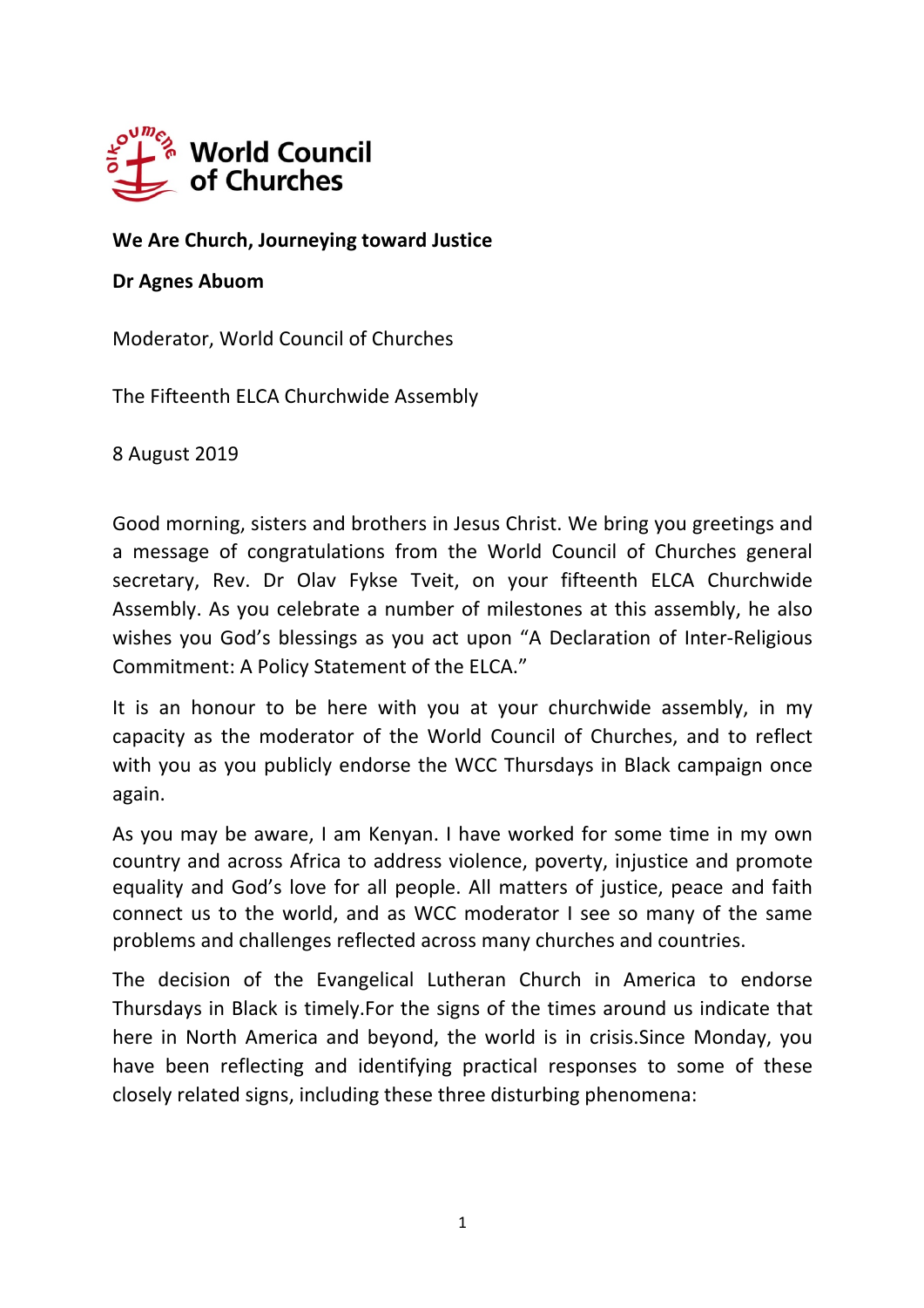**World Council of Churches**

**We Are Church, Journeying toward Justice**

**Dr Agnes Abuom**

Moderator, World Council of Churches

The Fifteenth ELCA Churchwide Assembly

8 August 2019

Good morning, sisters and brothers in Jesus Christ. We bring you greetings and a message of congratulations from the World Council of Churches general secretary, Rev. Dr Olav Fykse Tveit, on your fifteenth ELCA Churchwide Assembly. As you celebrate a number of milestones at this assembly, he also wishes you God's blessings as you act upon "A Declaration of Inter-Religious Commitment: A Policy Statement of the ELCA."

It is an honour to be here with you at your churchwide assembly, in my capacity as the moderator of the World Council of Churches, and to reflect with you as you publicly endorse the WCC Thursdays in Black campaign once again.

As you may be aware, I am Kenyan. I have worked for some time in my own country and across Africa to address violence, poverty, injustice and promote equality and God's love for all people. All matters of justice, peace and faith connect us to the world, and as WCC moderator I see so many of the same problems and challenges reflected across many churches and countries.

The decision of the Evangelical Lutheran Church in America to endorse Thursdays in Black is timely.For the signs of the times around us indicate that here in North America and beyond, the world is in crisis.Since Monday, you have been reflecting and identifying practical responses to some of these closely related signs, including these three disturbing phenomena: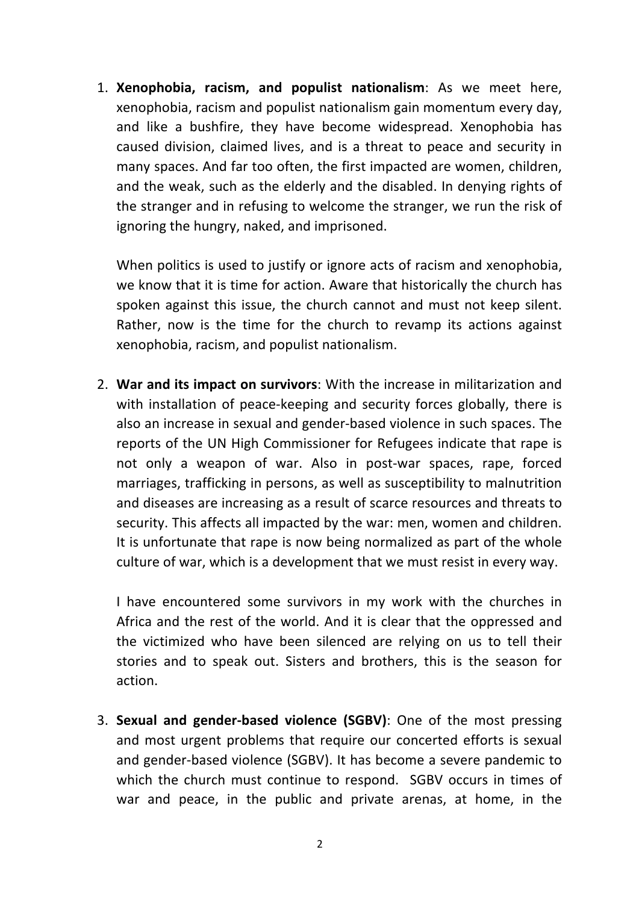1. **Xenophobia, racism, and populist nationalism**: As we meet here, xenophobia, racism and populist nationalism gain momentum every day, and like a bushfire, they have become widespread. Xenophobia has caused division, claimed lives, and is a threat to peace and security in many spaces. And far too often, the first impacted are women, children, and the weak, such as the elderly and the disabled. In denying rights of the stranger and in refusing to welcome the stranger, we run the risk of ignoring the hungry, naked, and imprisoned.

   When politics is used to justify or ignore acts of racism and xenophobia, we know that it is time for action. Aware that historically the church has spoken against this issue, the church cannot and must not keep silent. Rather, now is the time for the church to revamp its actions against xenophobia, racism, and populist nationalism.

2. **War and its impact on survivors**: With the increase in militarization and with installation of peace-keeping and security forces globally, there is also an increase in sexual and gender-based violence in such spaces. The reports of the UN High Commissioner for Refugees indicate that rape is not only a weapon of war. Also in post-war spaces, rape, forced marriages, trafficking in persons, as well as susceptibility to malnutrition and diseases are increasing as a result of scarce resources and threats to security. This affects all impacted by the war: men, women and children. It is unfortunate that rape is now being normalized as part of the whole culture of war, which is a development that we must resist in every way.

   I have encountered some survivors in my work with the churches in Africa and the rest of the world. And it is clear that the oppressed and the victimized who have been silenced are relying on us to tell their stories and to speak out. Sisters and brothers, this is the season for action.

3. **Sexual and gender-based violence (SGBV)**: One of the most pressing and most urgent problems that require our concerted efforts is sexual and gender-based violence (SGBV). It has become a severe pandemic to which the church must continue to respond. SGBV occurs in times of war and peace, in the public and private arenas, at home, in the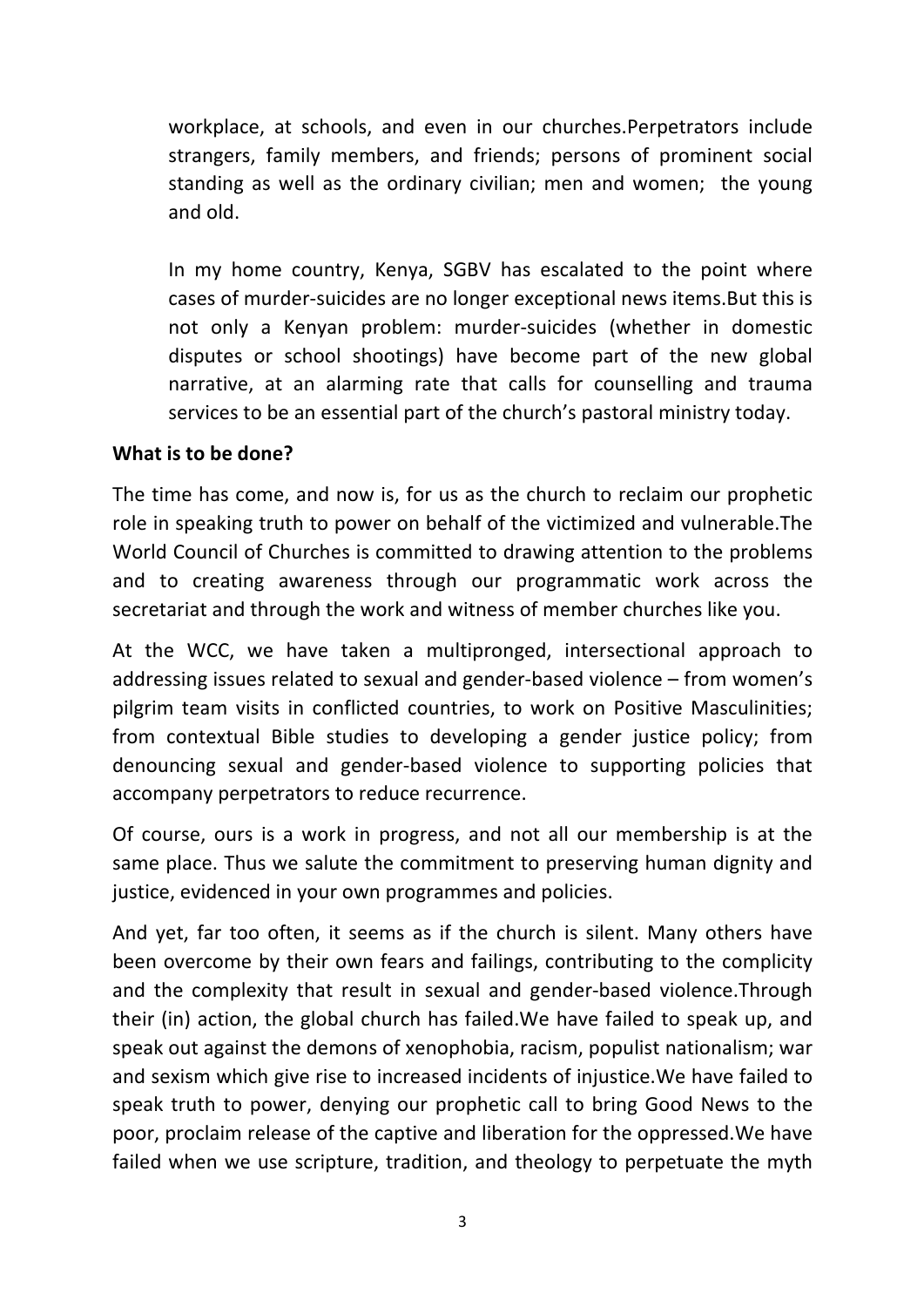workplace, at schools, and even in our churches.Perpetrators include strangers, family members, and friends; persons of prominent social standing as well as the ordinary civilian; men and women; the young and old.

In my home country, Kenya, SGBV has escalated to the point where cases of murder-suicides are no longer exceptional news items.But this is not only a Kenyan problem: murder-suicides (whether in domestic disputes or school shootings) have become part of the new global narrative, at an alarming rate that calls for counselling and trauma services to be an essential part of the church's pastoral ministry today.

**What is to be done?**

The time has come, and now is, for us as the church to reclaim our prophetic role in speaking truth to power on behalf of the victimized and vulnerable.The World Council of Churches is committed to drawing attention to the problems and to creating awareness through our programmatic work across the secretariat and through the work and witness of member churches like you.

At the WCC, we have taken a multipronged, intersectional approach to addressing issues related to sexual and gender-based violence – from women's pilgrim team visits in conflicted countries, to work on Positive Masculinities; from contextual Bible studies to developing a gender justice policy; from denouncing sexual and gender-based violence to supporting policies that accompany perpetrators to reduce recurrence.

Of course, ours is a work in progress, and not all our membership is at the same place. Thus we salute the commitment to preserving human dignity and justice, evidenced in your own programmes and policies.

And yet, far too often, it seems as if the church is silent. Many others have been overcome by their own fears and failings, contributing to the complicity and the complexity that result in sexual and gender-based violence.Through their (in) action, the global church has failed.We have failed to speak up, and speak out against the demons of xenophobia, racism, populist nationalism; war and sexism which give rise to increased incidents of injustice.We have failed to speak truth to power, denying our prophetic call to bring Good News to the poor, proclaim release of the captive and liberation for the oppressed.We have failed when we use scripture, tradition, and theology to perpetuate the myth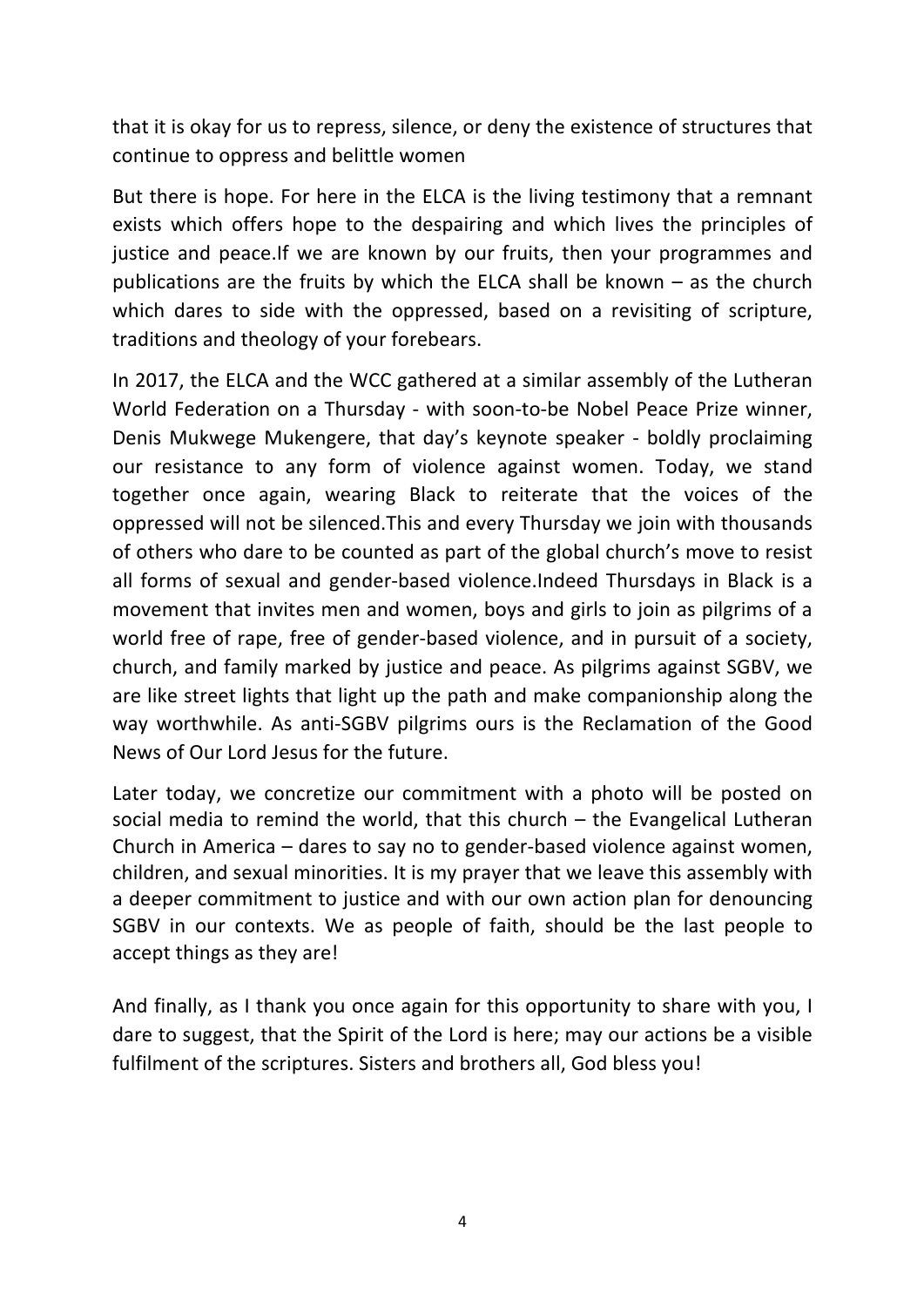that it is okay for us to repress, silence, or deny the existence of structures that continue to oppress and belittle women

But there is hope. For here in the ELCA is the living testimony that a remnant exists which offers hope to the despairing and which lives the principles of justice and peace.If we are known by our fruits, then your programmes and publications are the fruits by which the ELCA shall be known – as the church which dares to side with the oppressed, based on a revisiting of scripture, traditions and theology of your forebears.

In 2017, the ELCA and the WCC gathered at a similar assembly of the Lutheran World Federation on a Thursday - with soon-to-be Nobel Peace Prize winner, Denis Mukwege Mukengere, that day's keynote speaker - boldly proclaiming our resistance to any form of violence against women. Today, we stand together once again, wearing Black to reiterate that the voices of the oppressed will not be silenced.This and every Thursday we join with thousands of others who dare to be counted as part of the global church's move to resist all forms of sexual and gender-based violence.Indeed Thursdays in Black is a movement that invites men and women, boys and girls to join as pilgrims of a world free of rape, free of gender-based violence, and in pursuit of a society, church, and family marked by justice and peace. As pilgrims against SGBV, we are like street lights that light up the path and make companionship along the way worthwhile. As anti-SGBV pilgrims ours is the Reclamation of the Good News of Our Lord Jesus for the future.

Later today, we concretize our commitment with a photo will be posted on social media to remind the world, that this church – the Evangelical Lutheran Church in America – dares to say no to gender-based violence against women, children, and sexual minorities. It is my prayer that we leave this assembly with a deeper commitment to justice and with our own action plan for denouncing SGBV in our contexts. We as people of faith, should be the last people to accept things as they are!

And finally, as I thank you once again for this opportunity to share with you, I dare to suggest, that the Spirit of the Lord is here; may our actions be a visible fulfilment of the scriptures. Sisters and brothers all, God bless you!